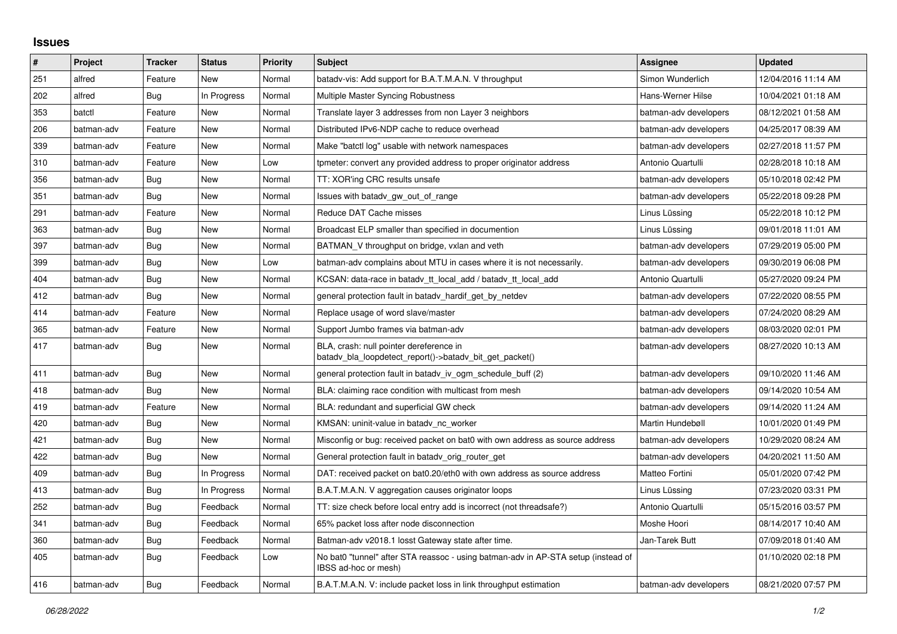## Issues

| # | Project | Tracker | Status | Priority | Subject | Assignee | Updated |
|---|---|---|---|---|---|---|---|
| 251 | alfred | Feature | New | Normal | batadv-vis: Add support for B.A.T.M.A.N. V throughput | Simon Wunderlich | 12/04/2016 11:14 AM |
| 202 | alfred | Bug | In Progress | Normal | Multiple Master Syncing Robustness | Hans-Werner Hilse | 10/04/2021 01:18 AM |
| 353 | batctl | Feature | New | Normal | Translate layer 3 addresses from non Layer 3 neighbors | batman-adv developers | 08/12/2021 01:58 AM |
| 206 | batman-adv | Feature | New | Normal | Distributed IPv6-NDP cache to reduce overhead | batman-adv developers | 04/25/2017 08:39 AM |
| 339 | batman-adv | Feature | New | Normal | Make "batctl log" usable with network namespaces | batman-adv developers | 02/27/2018 11:57 PM |
| 310 | batman-adv | Feature | New | Low | tpmeter: convert any provided address to proper originator address | Antonio Quartulli | 02/28/2018 10:18 AM |
| 356 | batman-adv | Bug | New | Normal | TT: XOR'ing CRC results unsafe | batman-adv developers | 05/10/2018 02:42 PM |
| 351 | batman-adv | Bug | New | Normal | Issues with batadv_gw_out_of_range | batman-adv developers | 05/22/2018 09:28 PM |
| 291 | batman-adv | Feature | New | Normal | Reduce DAT Cache misses | Linus Lüssing | 05/22/2018 10:12 PM |
| 363 | batman-adv | Bug | New | Normal | Broadcast ELP smaller than specified in documention | Linus Lüssing | 09/01/2018 11:01 AM |
| 397 | batman-adv | Bug | New | Normal | BATMAN_V throughput on bridge, vxlan and veth | batman-adv developers | 07/29/2019 05:00 PM |
| 399 | batman-adv | Bug | New | Low | batman-adv complains about MTU in cases where it is not necessarily. | batman-adv developers | 09/30/2019 06:08 PM |
| 404 | batman-adv | Bug | New | Normal | KCSAN: data-race in batadv_tt_local_add / batadv_tt_local_add | Antonio Quartulli | 05/27/2020 09:24 PM |
| 412 | batman-adv | Bug | New | Normal | general protection fault in batadv_hardif_get_by_netdev | batman-adv developers | 07/22/2020 08:55 PM |
| 414 | batman-adv | Feature | New | Normal | Replace usage of word slave/master | batman-adv developers | 07/24/2020 08:29 AM |
| 365 | batman-adv | Feature | New | Normal | Support Jumbo frames via batman-adv | batman-adv developers | 08/03/2020 02:01 PM |
| 417 | batman-adv | Bug | New | Normal | BLA, crash: null pointer dereference in batadv_bla_loopdetect_report()->batadv_bit_get_packet() | batman-adv developers | 08/27/2020 10:13 AM |
| 411 | batman-adv | Bug | New | Normal | general protection fault in batadv_iv_ogm_schedule_buff (2) | batman-adv developers | 09/10/2020 11:46 AM |
| 418 | batman-adv | Bug | New | Normal | BLA: claiming race condition with multicast from mesh | batman-adv developers | 09/14/2020 10:54 AM |
| 419 | batman-adv | Feature | New | Normal | BLA: redundant and superficial GW check | batman-adv developers | 09/14/2020 11:24 AM |
| 420 | batman-adv | Bug | New | Normal | KMSAN: uninit-value in batadv_nc_worker | Martin Hundebøll | 10/01/2020 01:49 PM |
| 421 | batman-adv | Bug | New | Normal | Misconfig or bug: received packet on bat0 with own address as source address | batman-adv developers | 10/29/2020 08:24 AM |
| 422 | batman-adv | Bug | New | Normal | General protection fault in batadv_orig_router_get | batman-adv developers | 04/20/2021 11:50 AM |
| 409 | batman-adv | Bug | In Progress | Normal | DAT: received packet on bat0.20/eth0 with own address as source address | Matteo Fortini | 05/01/2020 07:42 PM |
| 413 | batman-adv | Bug | In Progress | Normal | B.A.T.M.A.N. V aggregation causes originator loops | Linus Lüssing | 07/23/2020 03:31 PM |
| 252 | batman-adv | Bug | Feedback | Normal | TT: size check before local entry add is incorrect (not threadsafe?) | Antonio Quartulli | 05/15/2016 03:57 PM |
| 341 | batman-adv | Bug | Feedback | Normal | 65% packet loss after node disconnection | Moshe Hoori | 08/14/2017 10:40 AM |
| 360 | batman-adv | Bug | Feedback | Normal | Batman-adv v2018.1 losst Gateway state after time. | Jan-Tarek Butt | 07/09/2018 01:40 AM |
| 405 | batman-adv | Bug | Feedback | Low | No bat0 "tunnel" after STA reassoc - using batman-adv in AP-STA setup (instead of IBSS ad-hoc or mesh) | | 01/10/2020 02:18 PM |
| 416 | batman-adv | Bug | Feedback | Normal | B.A.T.M.A.N. V: include packet loss in link throughput estimation | batman-adv developers | 08/21/2020 07:57 PM |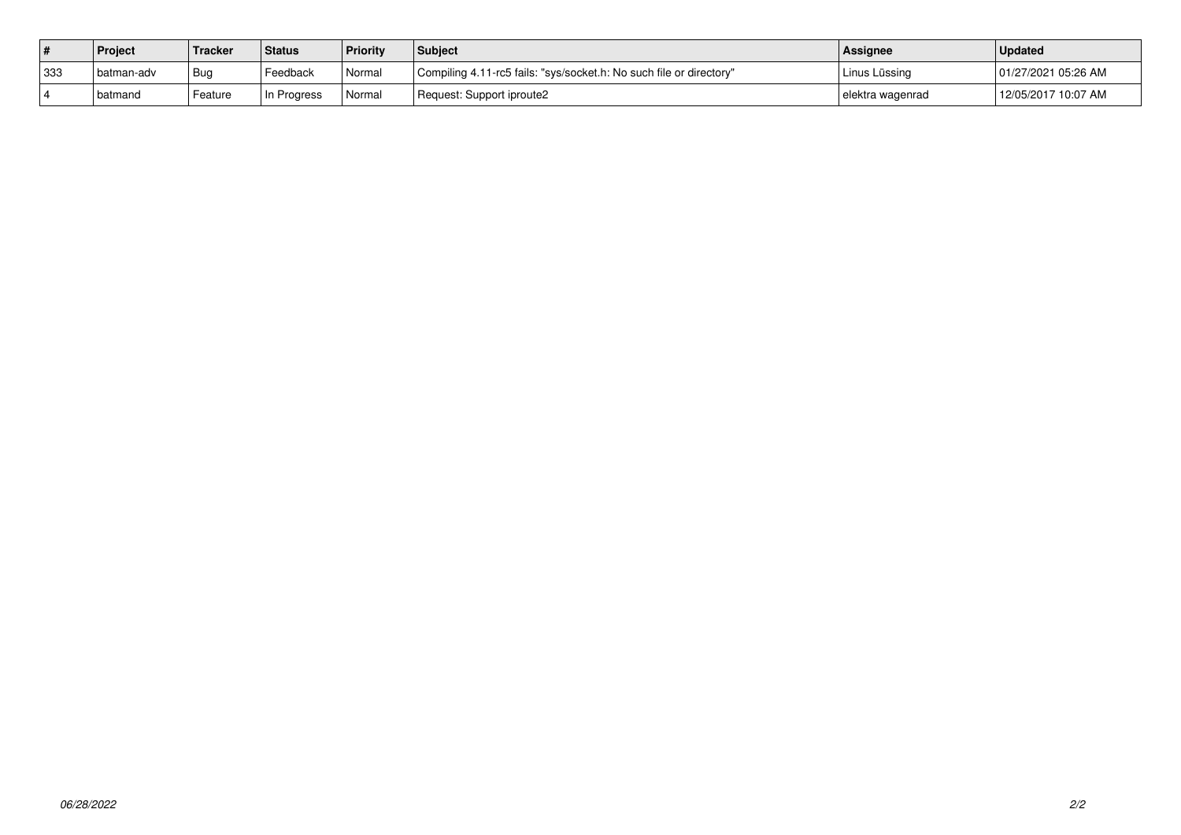| # | Project | Tracker | Status | Priority | Subject | Assignee | Updated |
| --- | --- | --- | --- | --- | --- | --- | --- |
| 333 | batman-adv | Bug | Feedback | Normal | Compiling 4.11-rc5 fails: "sys/socket.h: No such file or directory" | Linus Lüssing | 01/27/2021 05:26 AM |
| 4 | batmand | Feature | In Progress | Normal | Request: Support iproute2 | elektra wagenrad | 12/05/2017 10:07 AM |